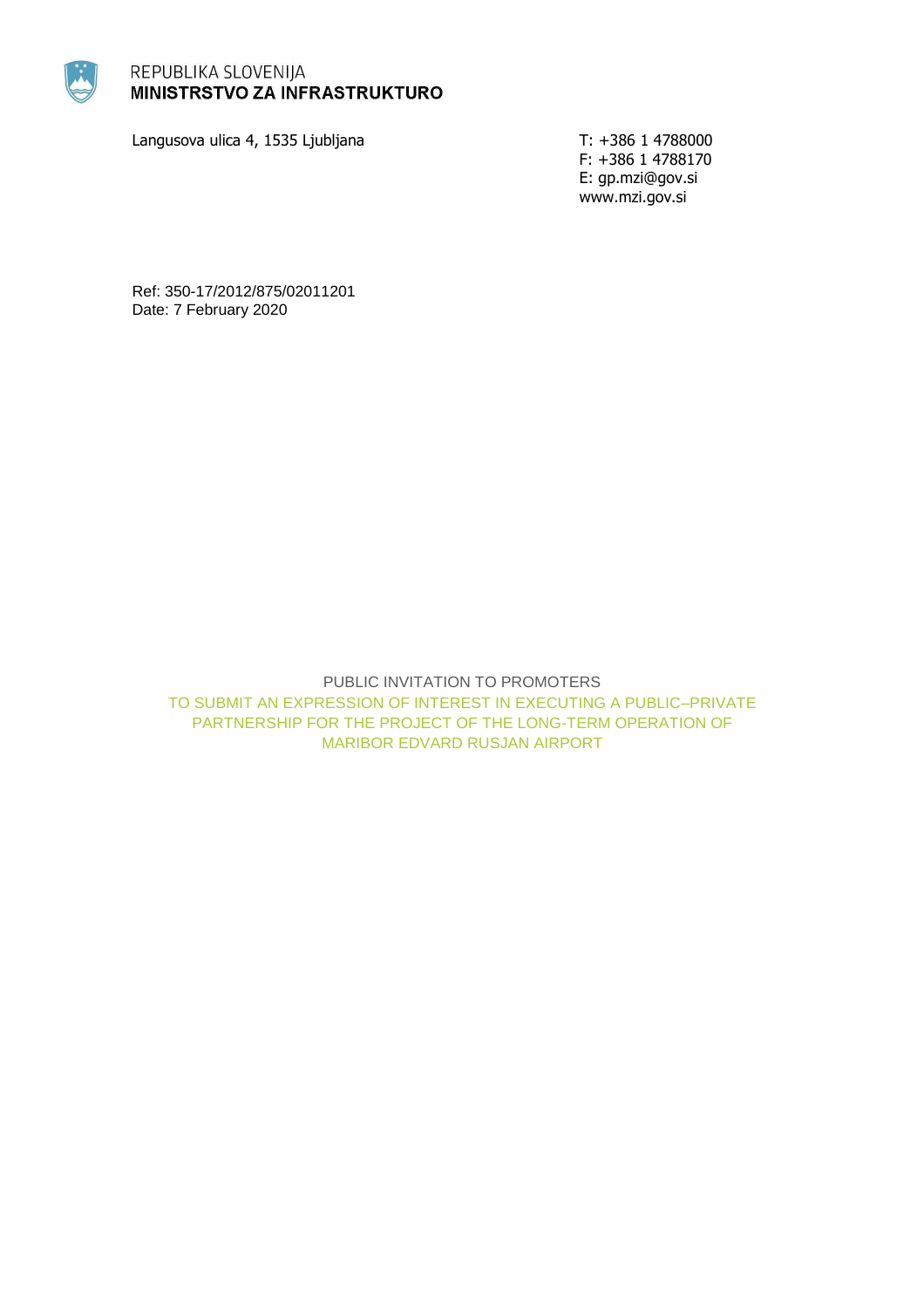REPUBLIKA SLOVENIJA
**MINISTRSTVO ZA INFRASTRUKTURO**

Langusova ulica 4, 1535 Ljubljana

T: +386 1 4788000
F: +386 1 4788170
E: gp.mzi@gov.si
www.mzi.gov.si

Ref: 350-17/2012/875/02011201
Date: 7 February 2020

# PUBLIC INVITATION TO PROMOTERS

## TO SUBMIT AN EXPRESSION OF INTEREST IN EXECUTING A PUBLIC–PRIVATE PARTNERSHIP FOR THE PROJECT OF THE LONG-TERM OPERATION OF MARIBOR EDVARD RUSJAN AIRPORT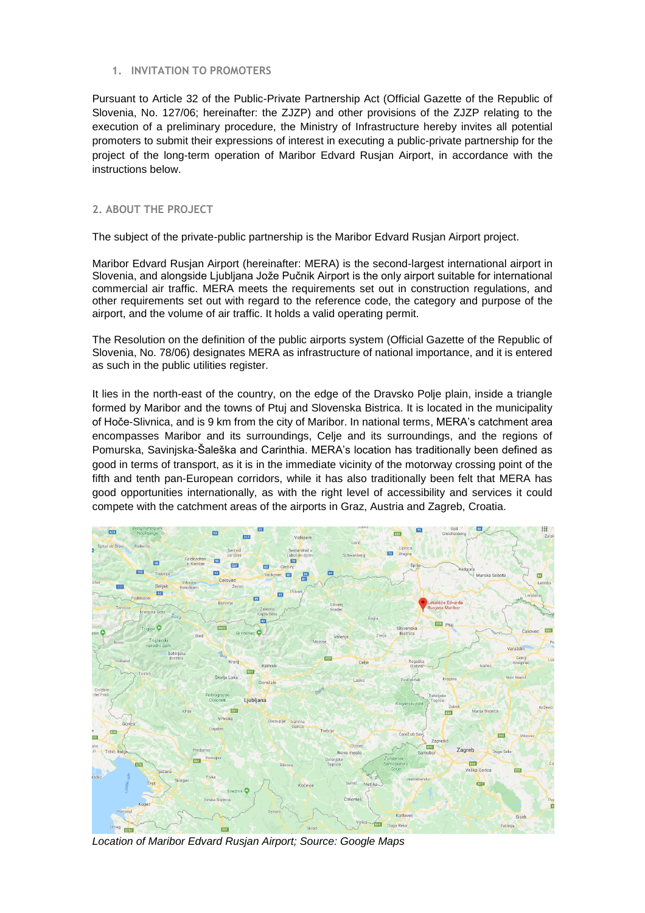## 1. INVITATION TO PROMOTERS

Pursuant to Article 32 of the Public-Private Partnership Act (Official Gazette of the Republic of Slovenia, No. 127/06; hereinafter: the ZJZP) and other provisions of the ZJZP relating to the execution of a preliminary procedure, the Ministry of Infrastructure hereby invites all potential promoters to submit their expressions of interest in executing a public-private partnership for the project of the long-term operation of Maribor Edvard Rusjan Airport, in accordance with the instructions below.

## 2. ABOUT THE PROJECT

The subject of the private-public partnership is the Maribor Edvard Rusjan Airport project.

Maribor Edvard Rusjan Airport (hereinafter: MERA) is the second-largest international airport in Slovenia, and alongside Ljubljana Jože Pučnik Airport is the only airport suitable for international commercial air traffic. MERA meets the requirements set out in construction regulations, and other requirements set out with regard to the reference code, the category and purpose of the airport, and the volume of air traffic. It holds a valid operating permit.

The Resolution on the definition of the public airports system (Official Gazette of the Republic of Slovenia, No. 78/06) designates MERA as infrastructure of national importance, and it is entered as such in the public utilities register.

It lies in the north-east of the country, on the edge of the Dravsko Polje plain, inside a triangle formed by Maribor and the towns of Ptuj and Slovenska Bistrica. It is located in the municipality of Hoče-Slivnica, and is 9 km from the city of Maribor. In national terms, MERA's catchment area encompasses Maribor and its surroundings, Celje and its surroundings, and the regions of Pomurska, Savinjska-Šaleška and Carinthia. MERA's location has traditionally been defined as good in terms of transport, as it is in the immediate vicinity of the motorway crossing point of the fifth and tenth pan-European corridors, while it has also traditionally been felt that MERA has good opportunities internationally, as with the right level of accessibility and services it could compete with the catchment areas of the airports in Graz, Austria and Zagreb, Croatia.

*Location of Maribor Edvard Rusjan Airport; Source: Google Maps*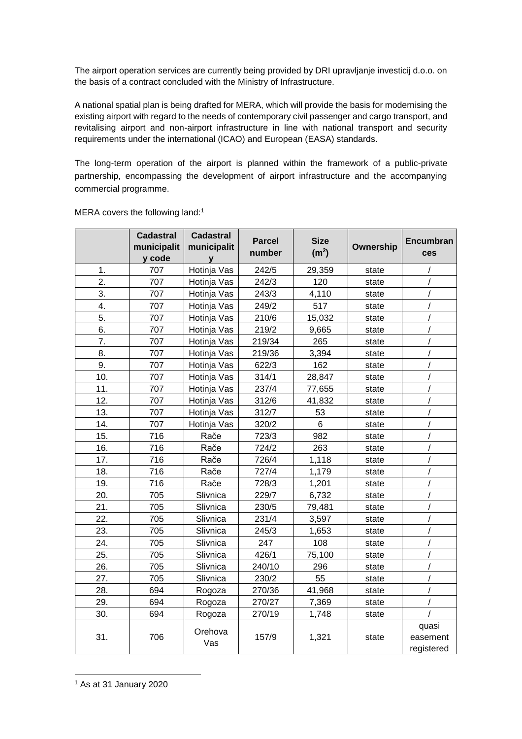The airport operation services are currently being provided by DRI upravljanje investicij d.o.o. on the basis of a contract concluded with the Ministry of Infrastructure.

A national spatial plan is being drafted for MERA, which will provide the basis for modernising the existing airport with regard to the needs of contemporary civil passenger and cargo transport, and revitalising airport and non-airport infrastructure in line with national transport and security requirements under the international (ICAO) and European (EASA) standards.

The long-term operation of the airport is planned within the framework of a public-private partnership, encompassing the development of airport infrastructure and the accompanying commercial programme.

MERA covers the following land:[1]

| | Cadastral municipality code | Cadastral municipality | Parcel number | Size ($m^2$) | Ownership | Encumbrances |
|---|---|---|---|---|---|---|
| 1. | 707 | Hotinja Vas | 242/5 | 29,359 | state | / |
| 2. | 707 | Hotinja Vas | 242/3 | 120 | state | / |
| 3. | 707 | Hotinja Vas | 243/3 | 4,110 | state | / |
| 4. | 707 | Hotinja Vas | 249/2 | 517 | state | / |
| 5. | 707 | Hotinja Vas | 210/6 | 15,032 | state | / |
| 6. | 707 | Hotinja Vas | 219/2 | 9,665 | state | / |
| 7. | 707 | Hotinja Vas | 219/34 | 265 | state | / |
| 8. | 707 | Hotinja Vas | 219/36 | 3,394 | state | / |
| 9. | 707 | Hotinja Vas | 622/3 | 162 | state | / |
| 10. | 707 | Hotinja Vas | 314/1 | 28,847 | state | / |
| 11. | 707 | Hotinja Vas | 237/4 | 77,655 | state | / |
| 12. | 707 | Hotinja Vas | 312/6 | 41,832 | state | / |
| 13. | 707 | Hotinja Vas | 312/7 | 53 | state | / |
| 14. | 707 | Hotinja Vas | 320/2 | 6 | state | / |
| 15. | 716 | Rače | 723/3 | 982 | state | / |
| 16. | 716 | Rače | 724/2 | 263 | state | / |
| 17. | 716 | Rače | 726/4 | 1,118 | state | / |
| 18. | 716 | Rače | 727/4 | 1,179 | state | / |
| 19. | 716 | Rače | 728/3 | 1,201 | state | / |
| 20. | 705 | Slivnica | 229/7 | 6,732 | state | / |
| 21. | 705 | Slivnica | 230/5 | 79,481 | state | / |
| 22. | 705 | Slivnica | 231/4 | 3,597 | state | / |
| 23. | 705 | Slivnica | 245/3 | 1,653 | state | / |
| 24. | 705 | Slivnica | 247 | 108 | state | / |
| 25. | 705 | Slivnica | 426/1 | 75,100 | state | / |
| 26. | 705 | Slivnica | 240/10 | 296 | state | / |
| 27. | 705 | Slivnica | 230/2 | 55 | state | / |
| 28. | 694 | Rogoza | 270/36 | 41,968 | state | / |
| 29. | 694 | Rogoza | 270/27 | 7,369 | state | / |
| 30. | 694 | Rogoza | 270/19 | 1,748 | state | / |
| 31. | 706 | Orehova Vas | 157/9 | 1,321 | state | quasi easement registered |

[1] As at 31 January 2020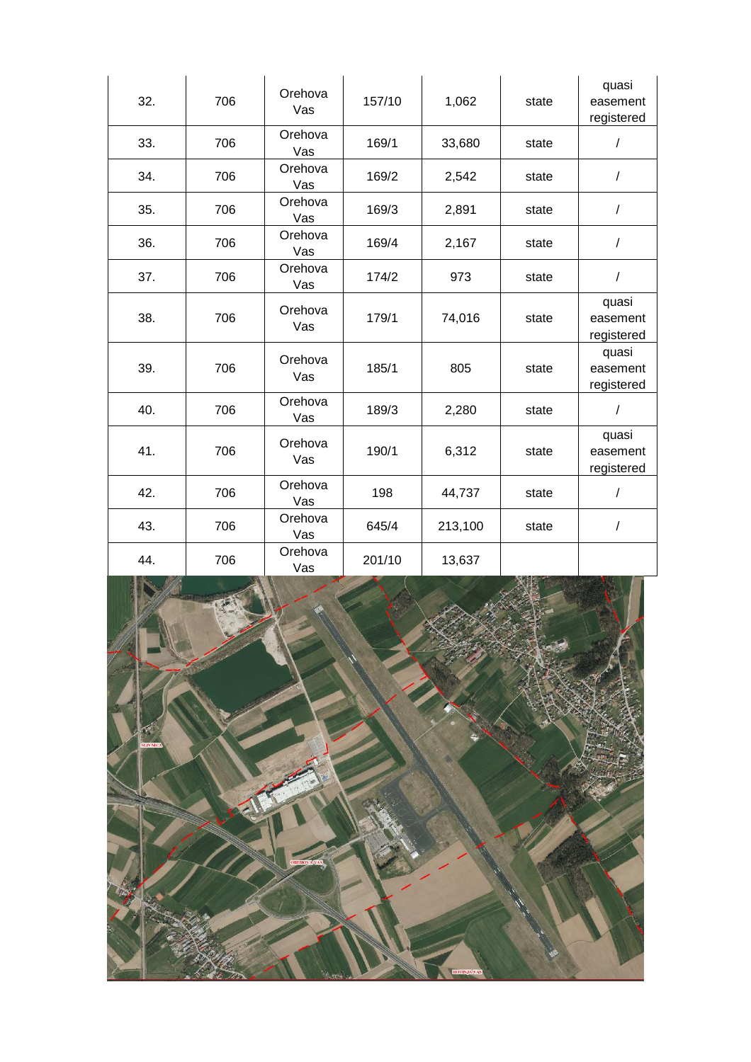| 32. | 706 | Orehova Vas | 157/10 | 1,062 | state | quasi easement registered |
|---|---|---|---|---|---|---|
| 33. | 706 | Orehova Vas | 169/1 | 33,680 | state | / |
| 34. | 706 | Orehova Vas | 169/2 | 2,542 | state | / |
| 35. | 706 | Orehova Vas | 169/3 | 2,891 | state | / |
| 36. | 706 | Orehova Vas | 169/4 | 2,167 | state | / |
| 37. | 706 | Orehova Vas | 174/2 | 973 | state | / |
| 38. | 706 | Orehova Vas | 179/1 | 74,016 | state | quasi easement registered |
| 39. | 706 | Orehova Vas | 185/1 | 805 | state | quasi easement registered |
| 40. | 706 | Orehova Vas | 189/3 | 2,280 | state | / |
| 41. | 706 | Orehova Vas | 190/1 | 6,312 | state | quasi easement registered |
| 42. | 706 | Orehova Vas | 198 | 44,737 | state | / |
| 43. | 706 | Orehova Vas | 645/4 | 213,100 | state | / |
| 44. | 706 | Orehova Vas | 201/10 | 13,637 | | |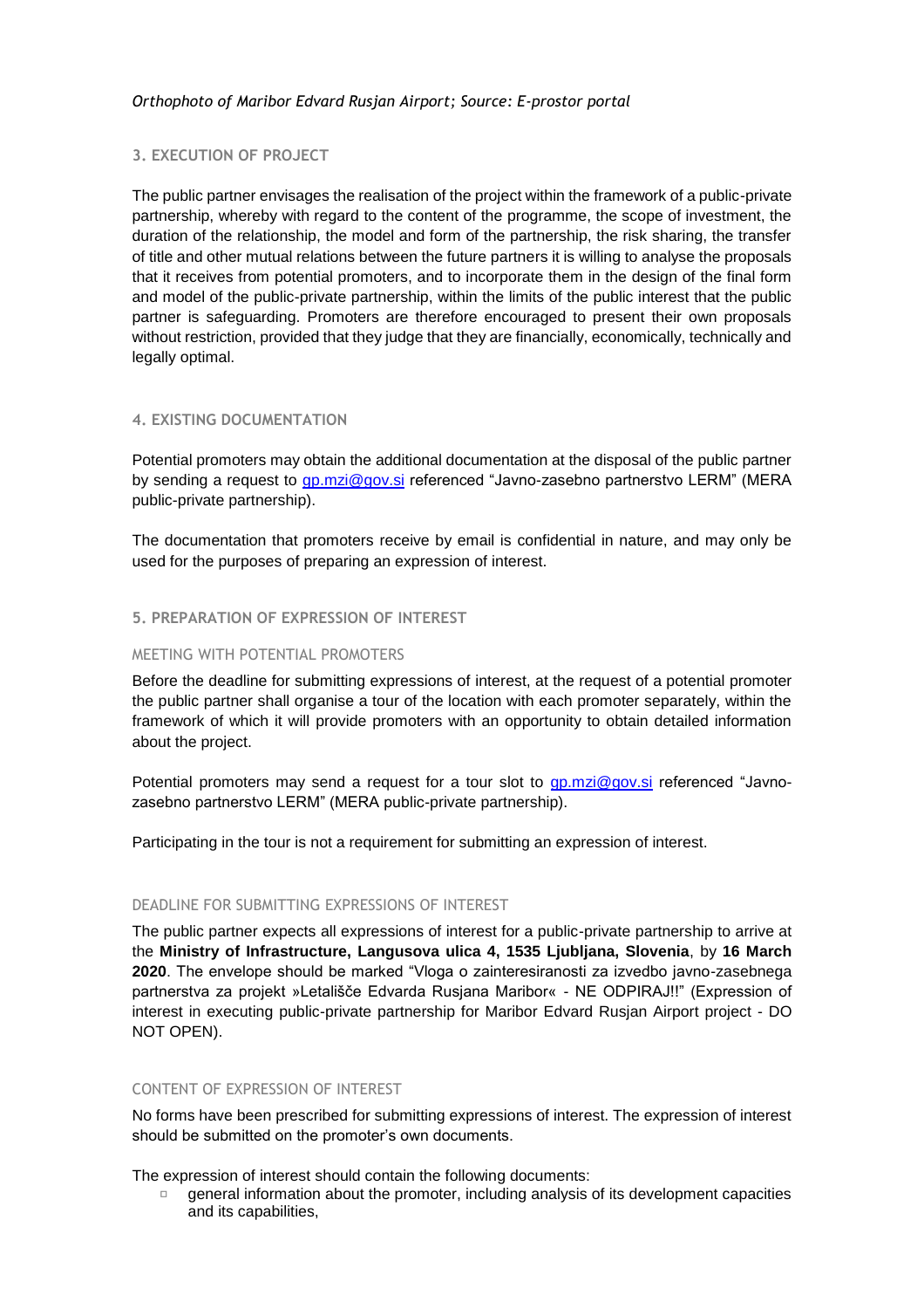*Orthophoto of Maribor Edvard Rusjan Airport; Source: E-prostor portal*

## 3. EXECUTION OF PROJECT

The public partner envisages the realisation of the project within the framework of a public-private partnership, whereby with regard to the content of the programme, the scope of investment, the duration of the relationship, the model and form of the partnership, the risk sharing, the transfer of title and other mutual relations between the future partners it is willing to analyse the proposals that it receives from potential promoters, and to incorporate them in the design of the final form and model of the public-private partnership, within the limits of the public interest that the public partner is safeguarding. Promoters are therefore encouraged to present their own proposals without restriction, provided that they judge that they are financially, economically, technically and legally optimal.

## 4. EXISTING DOCUMENTATION

Potential promoters may obtain the additional documentation at the disposal of the public partner by sending a request to gp.mzi@gov.si referenced "Javno-zasebno partnerstvo LERM" (MERA public-private partnership).

The documentation that promoters receive by email is confidential in nature, and may only be used for the purposes of preparing an expression of interest.

## 5. PREPARATION OF EXPRESSION OF INTEREST

### MEETING WITH POTENTIAL PROMOTERS

Before the deadline for submitting expressions of interest, at the request of a potential promoter the public partner shall organise a tour of the location with each promoter separately, within the framework of which it will provide promoters with an opportunity to obtain detailed information about the project.

Potential promoters may send a request for a tour slot to gp.mzi@gov.si referenced "Javno-zasebno partnerstvo LERM" (MERA public-private partnership).

Participating in the tour is not a requirement for submitting an expression of interest.

### DEADLINE FOR SUBMITTING EXPRESSIONS OF INTEREST

The public partner expects all expressions of interest for a public-private partnership to arrive at the **Ministry of Infrastructure, Langusova ulica 4, 1535 Ljubljana, Slovenia**, by **16 March 2020**. The envelope should be marked "Vloga o zainteresiranosti za izvedbo javno-zasebnega partnerstva za projekt »Letališče Edvarda Rusjana Maribor« - NE ODPIRAJ!!" (Expression of interest in executing public-private partnership for Maribor Edvard Rusjan Airport project - DO NOT OPEN).

### CONTENT OF EXPRESSION OF INTEREST

No forms have been prescribed for submitting expressions of interest. The expression of interest should be submitted on the promoter's own documents.

The expression of interest should contain the following documents:

- general information about the promoter, including analysis of its development capacities and its capabilities,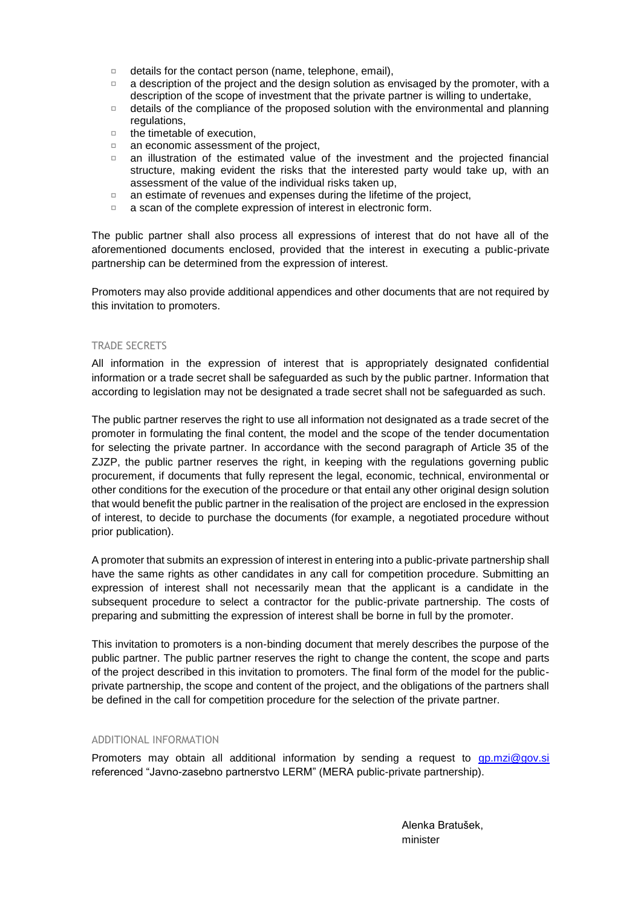- details for the contact person (name, telephone, email),
- a description of the project and the design solution as envisaged by the promoter, with a description of the scope of investment that the private partner is willing to undertake,
- details of the compliance of the proposed solution with the environmental and planning regulations,
- the timetable of execution,
- an economic assessment of the project,
- an illustration of the estimated value of the investment and the projected financial structure, making evident the risks that the interested party would take up, with an assessment of the value of the individual risks taken up,
- an estimate of revenues and expenses during the lifetime of the project,
- a scan of the complete expression of interest in electronic form.

The public partner shall also process all expressions of interest that do not have all of the aforementioned documents enclosed, provided that the interest in executing a public-private partnership can be determined from the expression of interest.

Promoters may also provide additional appendices and other documents that are not required by this invitation to promoters.

## TRADE SECRETS

All information in the expression of interest that is appropriately designated confidential information or a trade secret shall be safeguarded as such by the public partner. Information that according to legislation may not be designated a trade secret shall not be safeguarded as such.

The public partner reserves the right to use all information not designated as a trade secret of the promoter in formulating the final content, the model and the scope of the tender documentation for selecting the private partner. In accordance with the second paragraph of Article 35 of the ZJZP, the public partner reserves the right, in keeping with the regulations governing public procurement, if documents that fully represent the legal, economic, technical, environmental or other conditions for the execution of the procedure or that entail any other original design solution that would benefit the public partner in the realisation of the project are enclosed in the expression of interest, to decide to purchase the documents (for example, a negotiated procedure without prior publication).

A promoter that submits an expression of interest in entering into a public-private partnership shall have the same rights as other candidates in any call for competition procedure. Submitting an expression of interest shall not necessarily mean that the applicant is a candidate in the subsequent procedure to select a contractor for the public-private partnership. The costs of preparing and submitting the expression of interest shall be borne in full by the promoter.

This invitation to promoters is a non-binding document that merely describes the purpose of the public partner. The public partner reserves the right to change the content, the scope and parts of the project described in this invitation to promoters. The final form of the model for the public-private partnership, the scope and content of the project, and the obligations of the partners shall be defined in the call for competition procedure for the selection of the private partner.

## ADDITIONAL INFORMATION

Promoters may obtain all additional information by sending a request to gp.mzi@gov.si referenced "Javno-zasebno partnerstvo LERM" (MERA public-private partnership).

Alenka Bratušek,
minister